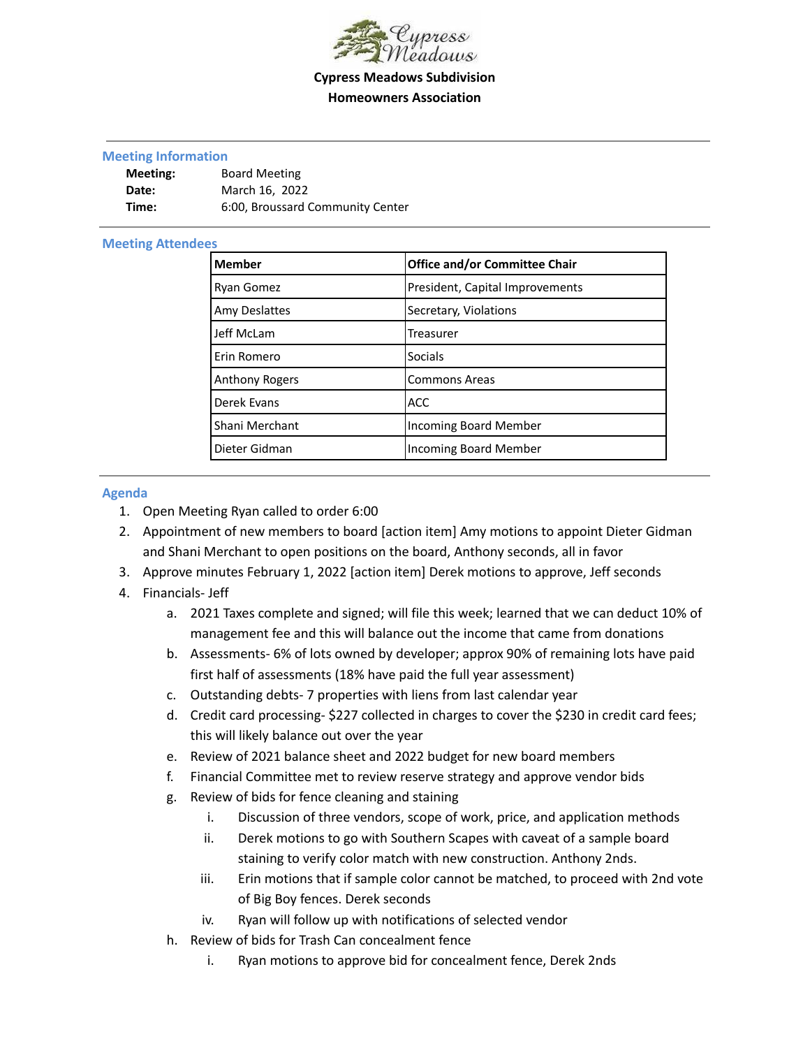# Cypress Meadows Subdivision
# Homeowners Association

## Meeting Information

| | |
|---|---|
| **Meeting:** | Board Meeting |
| **Date:** | March 16, 2022 |
| **Time:** | 6:00, Broussard Community Center |

## Meeting Attendees

| Member | Office and/or Committee Chair |
|---|---|
| Ryan Gomez | President, Capital Improvements |
| Amy Deslattes | Secretary, Violations |
| Jeff McLam | Treasurer |
| Erin Romero | Socials |
| Anthony Rogers | Commons Areas |
| Derek Evans | ACC |
| Shani Merchant | Incoming Board Member |
| Dieter Gidman | Incoming Board Member |

## Agenda

1. Open Meeting Ryan called to order 6:00
2. Appointment of new members to board [action item] Amy motions to appoint Dieter Gidman and Shani Merchant to open positions on the board, Anthony seconds, all in favor
3. Approve minutes February 1, 2022 [action item] Derek motions to approve, Jeff seconds
4. Financials- Jeff
    a. 2021 Taxes complete and signed; will file this week; learned that we can deduct 10% of management fee and this will balance out the income that came from donations
    b. Assessments- 6% of lots owned by developer; approx 90% of remaining lots have paid first half of assessments (18% have paid the full year assessment)
    c. Outstanding debts- 7 properties with liens from last calendar year
    d. Credit card processing- $227 collected in charges to cover the $230 in credit card fees; this will likely balance out over the year
    e. Review of 2021 balance sheet and 2022 budget for new board members
    f. Financial Committee met to review reserve strategy and approve vendor bids
    g. Review of bids for fence cleaning and staining
        i. Discussion of three vendors, scope of work, price, and application methods
        ii. Derek motions to go with Southern Scapes with caveat of a sample board staining to verify color match with new construction. Anthony 2nds.
        iii. Erin motions that if sample color cannot be matched, to proceed with 2nd vote of Big Boy fences. Derek seconds
        iv. Ryan will follow up with notifications of selected vendor
    h. Review of bids for Trash Can concealment fence
        i. Ryan motions to approve bid for concealment fence, Derek 2nds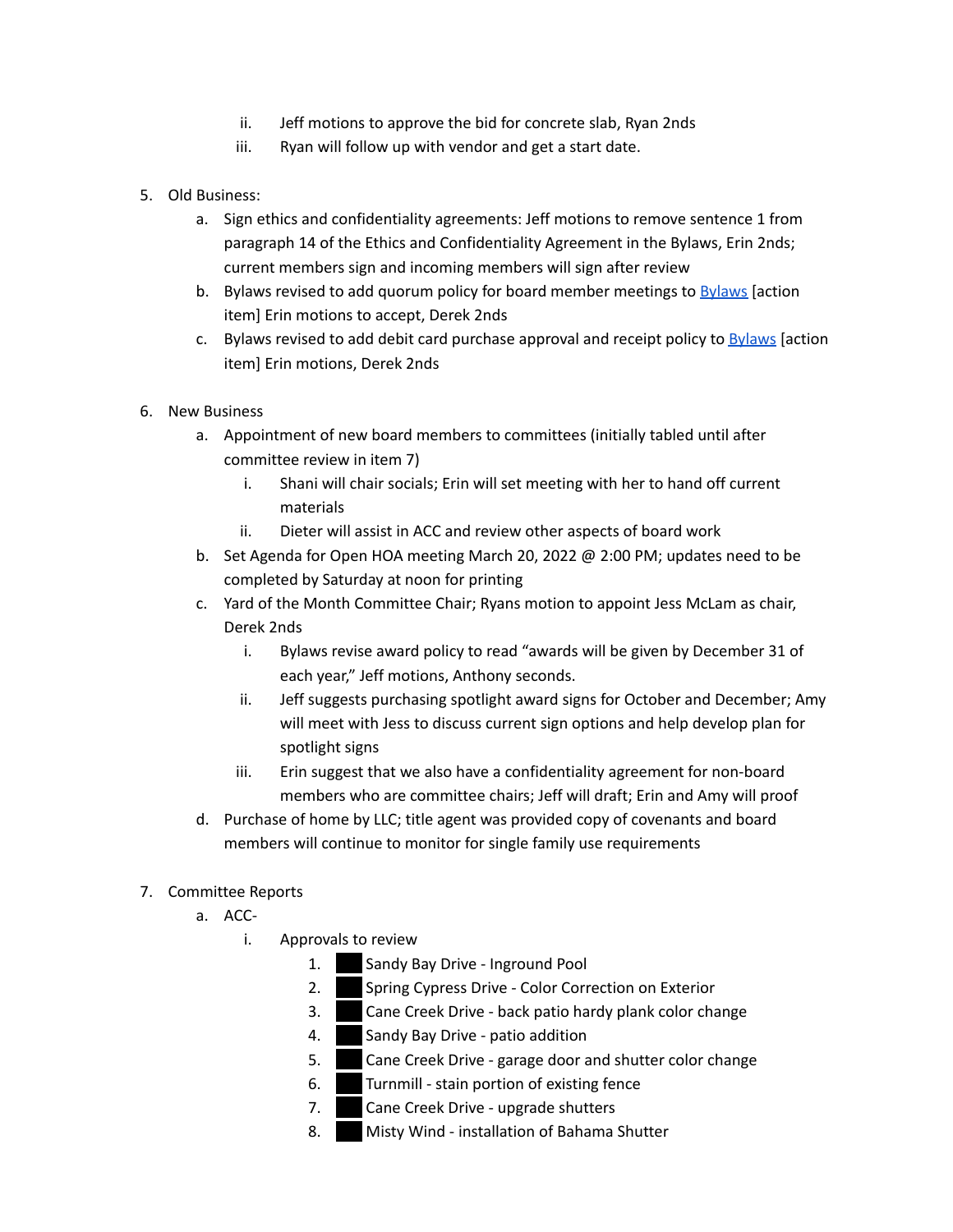ii. Jeff motions to approve the bid for concrete slab, Ryan 2nds
   iii. Ryan will follow up with vendor and get a start date.

5. Old Business:
   a. Sign ethics and confidentiality agreements: Jeff motions to remove sentence 1 from paragraph 14 of the Ethics and Confidentiality Agreement in the Bylaws, Erin 2nds; current members sign and incoming members will sign after review
   b. Bylaws revised to add quorum policy for board member meetings to [Bylaws] [action item] Erin motions to accept, Derek 2nds
   c. Bylaws revised to add debit card purchase approval and receipt policy to [Bylaws] [action item] Erin motions, Derek 2nds

6. New Business
   a. Appointment of new board members to committees (initially tabled until after committee review in item 7)
      i. Shani will chair socials; Erin will set meeting with her to hand off current materials
      ii. Dieter will assist in ACC and review other aspects of board work
   b. Set Agenda for Open HOA meeting March 20, 2022 @ 2:00 PM; updates need to be completed by Saturday at noon for printing
   c. Yard of the Month Committee Chair; Ryans motion to appoint Jess McLam as chair, Derek 2nds
      i. Bylaws revise award policy to read "awards will be given by December 31 of each year," Jeff motions, Anthony seconds.
      ii. Jeff suggests purchasing spotlight award signs for October and December; Amy will meet with Jess to discuss current sign options and help develop plan for spotlight signs
      iii. Erin suggest that we also have a confidentiality agreement for non-board members who are committee chairs; Jeff will draft; Erin and Amy will proof
   d. Purchase of home by LLC; title agent was provided copy of covenants and board members will continue to monitor for single family use requirements

7. Committee Reports
   a. ACC-
      i. Approvals to review
         1. ███ Sandy Bay Drive - Inground Pool
         2. ███ Spring Cypress Drive - Color Correction on Exterior
         3. ███ Cane Creek Drive - back patio hardy plank color change
         4. ███ Sandy Bay Drive - patio addition
         5. ███ Cane Creek Drive - garage door and shutter color change
         6. ███ Turnmill - stain portion of existing fence
         7. ███ Cane Creek Drive - upgrade shutters
         8. ███ Misty Wind - installation of Bahama Shutter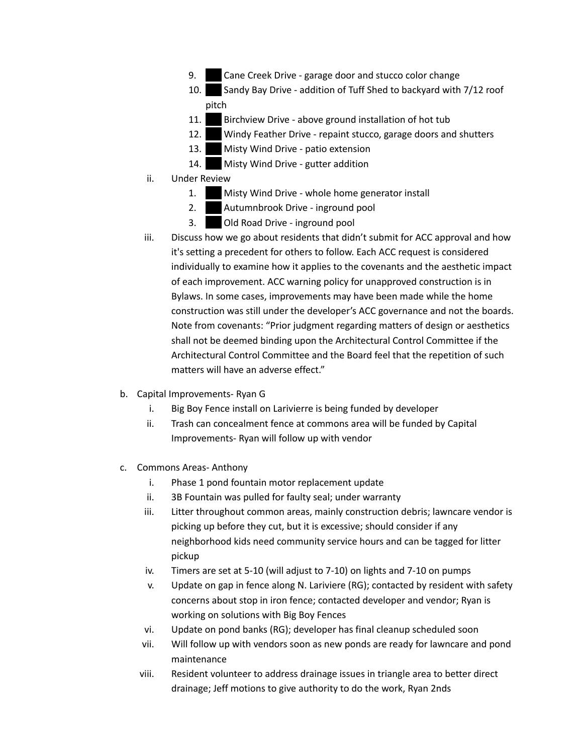9. ███ Cane Creek Drive - garage door and stucco color change
10. ███ Sandy Bay Drive - addition of Tuff Shed to backyard with 7/12 roof pitch
11. ███ Birchview Drive - above ground installation of hot tub
12. ███ Windy Feather Drive - repaint stucco, garage doors and shutters
13. ███ Misty Wind Drive - patio extension
14. ███ Misty Wind Drive - gutter addition

ii. Under Review

1. ███ Misty Wind Drive - whole home generator install
2. ███ Autumnbrook Drive - inground pool
3. ███ Old Road Drive - inground pool

iii. Discuss how we go about residents that didn't submit for ACC approval and how it's setting a precedent for others to follow. Each ACC request is considered individually to examine how it applies to the covenants and the aesthetic impact of each improvement. ACC warning policy for unapproved construction is in Bylaws. In some cases, improvements may have been made while the home construction was still under the developer's ACC governance and not the boards. Note from covenants: "Prior judgment regarding matters of design or aesthetics shall not be deemed binding upon the Architectural Control Committee if the Architectural Control Committee and the Board feel that the repetition of such matters will have an adverse effect."

b. Capital Improvements- Ryan G

i. Big Boy Fence install on Larivierre is being funded by developer

ii. Trash can concealment fence at commons area will be funded by Capital Improvements- Ryan will follow up with vendor

c. Commons Areas- Anthony

i. Phase 1 pond fountain motor replacement update

ii. 3B Fountain was pulled for faulty seal; under warranty

iii. Litter throughout common areas, mainly construction debris; lawncare vendor is picking up before they cut, but it is excessive; should consider if any neighborhood kids need community service hours and can be tagged for litter pickup

iv. Timers are set at 5-10 (will adjust to 7-10) on lights and 7-10 on pumps

v. Update on gap in fence along N. Lariviere (RG); contacted by resident with safety concerns about stop in iron fence; contacted developer and vendor; Ryan is working on solutions with Big Boy Fences

vi. Update on pond banks (RG); developer has final cleanup scheduled soon

vii. Will follow up with vendors soon as new ponds are ready for lawncare and pond maintenance

viii. Resident volunteer to address drainage issues in triangle area to better direct drainage; Jeff motions to give authority to do the work, Ryan 2nds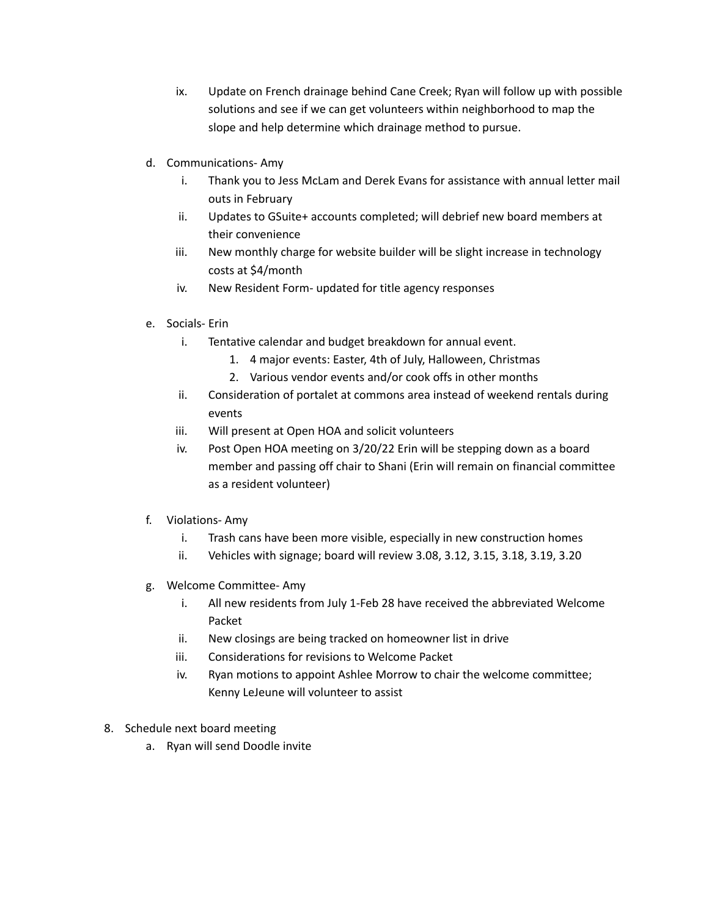ix. Update on French drainage behind Cane Creek; Ryan will follow up with possible solutions and see if we can get volunteers within neighborhood to map the slope and help determine which drainage method to pursue.

d. Communications- Amy
   i. Thank you to Jess McLam and Derek Evans for assistance with annual letter mail outs in February
   ii. Updates to GSuite+ accounts completed; will debrief new board members at their convenience
   iii. New monthly charge for website builder will be slight increase in technology costs at $4/month
   iv. New Resident Form- updated for title agency responses

e. Socials- Erin
   i. Tentative calendar and budget breakdown for annual event.
      1. 4 major events: Easter, 4th of July, Halloween, Christmas
      2. Various vendor events and/or cook offs in other months
   ii. Consideration of portalet at commons area instead of weekend rentals during events
   iii. Will present at Open HOA and solicit volunteers
   iv. Post Open HOA meeting on 3/20/22 Erin will be stepping down as a board member and passing off chair to Shani (Erin will remain on financial committee as a resident volunteer)

f. Violations- Amy
   i. Trash cans have been more visible, especially in new construction homes
   ii. Vehicles with signage; board will review 3.08, 3.12, 3.15, 3.18, 3.19, 3.20

g. Welcome Committee- Amy
   i. All new residents from July 1-Feb 28 have received the abbreviated Welcome Packet
   ii. New closings are being tracked on homeowner list in drive
   iii. Considerations for revisions to Welcome Packet
   iv. Ryan motions to appoint Ashlee Morrow to chair the welcome committee; Kenny LeJeune will volunteer to assist

8. Schedule next board meeting
   a. Ryan will send Doodle invite